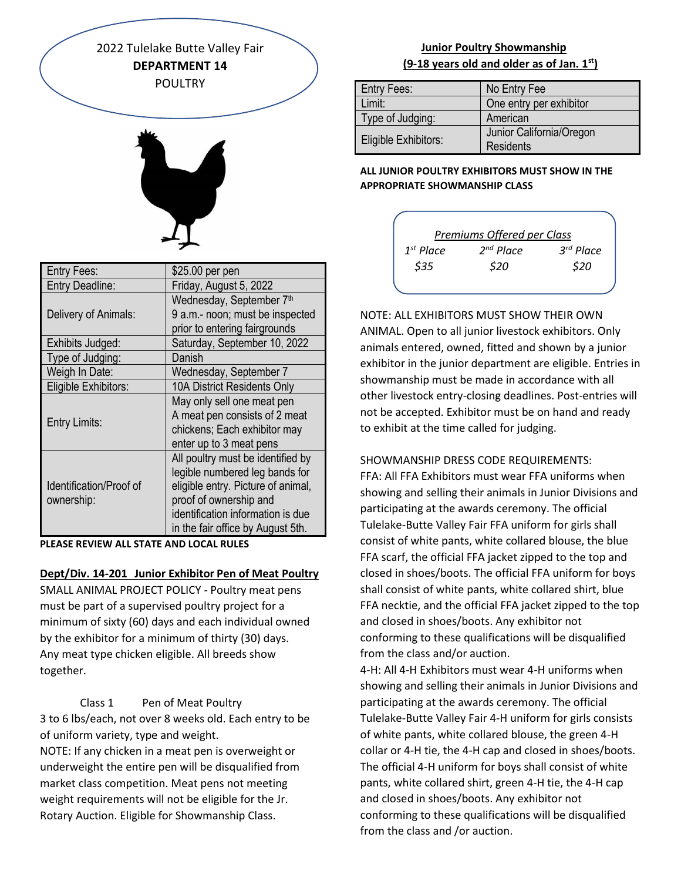# 2022 Tulelake Butte Valley Fair

## DEPARTMENT 14

POULTRY

| Entry Fees: | $25.00 per pen |
|---|---|
| Entry Deadline: | Friday, August 5, 2022 |
| Delivery of Animals: | Wednesday, September 7th 9 a.m.- noon; must be inspected prior to entering fairgrounds |
| Exhibits Judged: | Saturday, September 10, 2022 |
| Type of Judging: | Danish |
| Weigh In Date: | Wednesday, September 7 |
| Eligible Exhibitors: | 10A District Residents Only |
| Entry Limits: | May only sell one meat pen A meat pen consists of 2 meat chickens; Each exhibitor may enter up to 3 meat pens |
| Identification/Proof of ownership: | All poultry must be identified by legible numbered leg bands for eligible entry. Picture of animal, proof of ownership and identification information is due in the fair office by August 5th. |

**PLEASE REVIEW ALL STATE AND LOCAL RULES**

**Dept/Div. 14-201 Junior Exhibitor Pen of Meat Poultry**

SMALL ANIMAL PROJECT POLICY - Poultry meat pens must be part of a supervised poultry project for a minimum of sixty (60) days and each individual owned by the exhibitor for a minimum of thirty (30) days. Any meat type chicken eligible. All breeds show together.

Class 1 Pen of Meat Poultry

3 to 6 lbs/each, not over 8 weeks old. Each entry to be of uniform variety, type and weight.

NOTE: If any chicken in a meat pen is overweight or underweight the entire pen will be disqualified from market class competition. Meat pens not meeting weight requirements will not be eligible for the Jr. Rotary Auction. Eligible for Showmanship Class.

**Junior Poultry Showmanship**

**(9-18 years old and older as of Jan. 1st)**

| Entry Fees: | No Entry Fee |
|---|---|
| Limit: | One entry per exhibitor |
| Type of Judging: | American |
| Eligible Exhibitors: | Junior California/Oregon Residents |

**ALL JUNIOR POULTRY EXHIBITORS MUST SHOW IN THE APPROPRIATE SHOWMANSHIP CLASS**

*Premiums Offered per Class*

| *1st Place* | *2nd Place* | *3rd Place* |
|---|---|---|
| *$35* | *$20* | *$20* |

NOTE: ALL EXHIBITORS MUST SHOW THEIR OWN ANIMAL. Open to all junior livestock exhibitors. Only animals entered, owned, fitted and shown by a junior exhibitor in the junior department are eligible. Entries in showmanship must be made in accordance with all other livestock entry-closing deadlines. Post-entries will not be accepted. Exhibitor must be on hand and ready to exhibit at the time called for judging.

SHOWMANSHIP DRESS CODE REQUIREMENTS:

FFA: All FFA Exhibitors must wear FFA uniforms when showing and selling their animals in Junior Divisions and participating at the awards ceremony. The official Tulelake-Butte Valley Fair FFA uniform for girls shall consist of white pants, white collared blouse, the blue FFA scarf, the official FFA jacket zipped to the top and closed in shoes/boots. The official FFA uniform for boys shall consist of white pants, white collared shirt, blue FFA necktie, and the official FFA jacket zipped to the top and closed in shoes/boots. Any exhibitor not conforming to these qualifications will be disqualified from the class and/or auction.

4-H: All 4-H Exhibitors must wear 4-H uniforms when showing and selling their animals in Junior Divisions and participating at the awards ceremony. The official Tulelake-Butte Valley Fair 4-H uniform for girls consists of white pants, white collared blouse, the green 4-H collar or 4-H tie, the 4-H cap and closed in shoes/boots. The official 4-H uniform for boys shall consist of white pants, white collared shirt, green 4-H tie, the 4-H cap and closed in shoes/boots. Any exhibitor not conforming to these qualifications will be disqualified from the class and /or auction.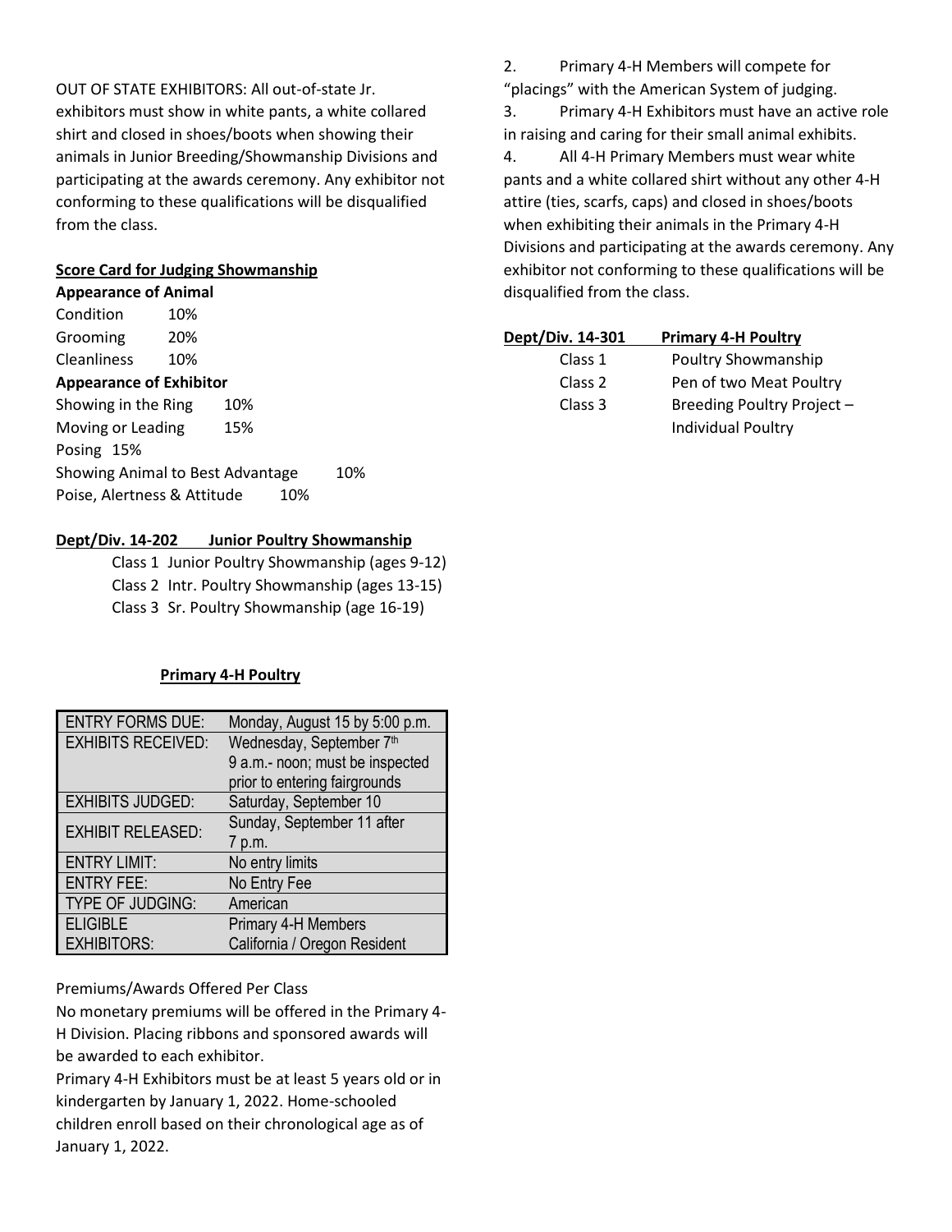OUT OF STATE EXHIBITORS: All out-of-state Jr. exhibitors must show in white pants, a white collared shirt and closed in shoes/boots when showing their animals in Junior Breeding/Showmanship Divisions and participating at the awards ceremony. Any exhibitor not conforming to these qualifications will be disqualified from the class.

**Score Card for Judging Showmanship**

**Appearance of Animal**

Condition 10%
Grooming 20%
Cleanliness 10%

**Appearance of Exhibitor**

Showing in the Ring 10%
Moving or Leading 15%
Posing 15%
Showing Animal to Best Advantage 10%
Poise, Alertness & Attitude 10%

**Dept/Div. 14-202 Junior Poultry Showmanship**

Class 1 Junior Poultry Showmanship (ages 9-12)
Class 2 Intr. Poultry Showmanship (ages 13-15)
Class 3 Sr. Poultry Showmanship (age 16-19)

**Primary 4-H Poultry**

| | |
|---|---|
| ENTRY FORMS DUE: | Monday, August 15 by 5:00 p.m. |
| EXHIBITS RECEIVED: | Wednesday, September 7th 9 a.m.- noon; must be inspected prior to entering fairgrounds |
| EXHIBITS JUDGED: | Saturday, September 10 |
| EXHIBIT RELEASED: | Sunday, September 11 after 7 p.m. |
| ENTRY LIMIT: | No entry limits |
| ENTRY FEE: | No Entry Fee |
| TYPE OF JUDGING: | American |
| ELIGIBLE EXHIBITORS: | Primary 4-H Members California / Oregon Resident |

Premiums/Awards Offered Per Class
No monetary premiums will be offered in the Primary 4-H Division. Placing ribbons and sponsored awards will be awarded to each exhibitor.
Primary 4-H Exhibitors must be at least 5 years old or in kindergarten by January 1, 2022. Home-schooled children enroll based on their chronological age as of January 1, 2022.

2. Primary 4-H Members will compete for "placings" with the American System of judging.
3. Primary 4-H Exhibitors must have an active role in raising and caring for their small animal exhibits.
4. All 4-H Primary Members must wear white pants and a white collared shirt without any other 4-H attire (ties, scarfs, caps) and closed in shoes/boots when exhibiting their animals in the Primary 4-H Divisions and participating at the awards ceremony. Any exhibitor not conforming to these qualifications will be disqualified from the class.

**Dept/Div. 14-301 Primary 4-H Poultry**

Class 1 Poultry Showmanship
Class 2 Pen of two Meat Poultry
Class 3 Breeding Poultry Project – Individual Poultry